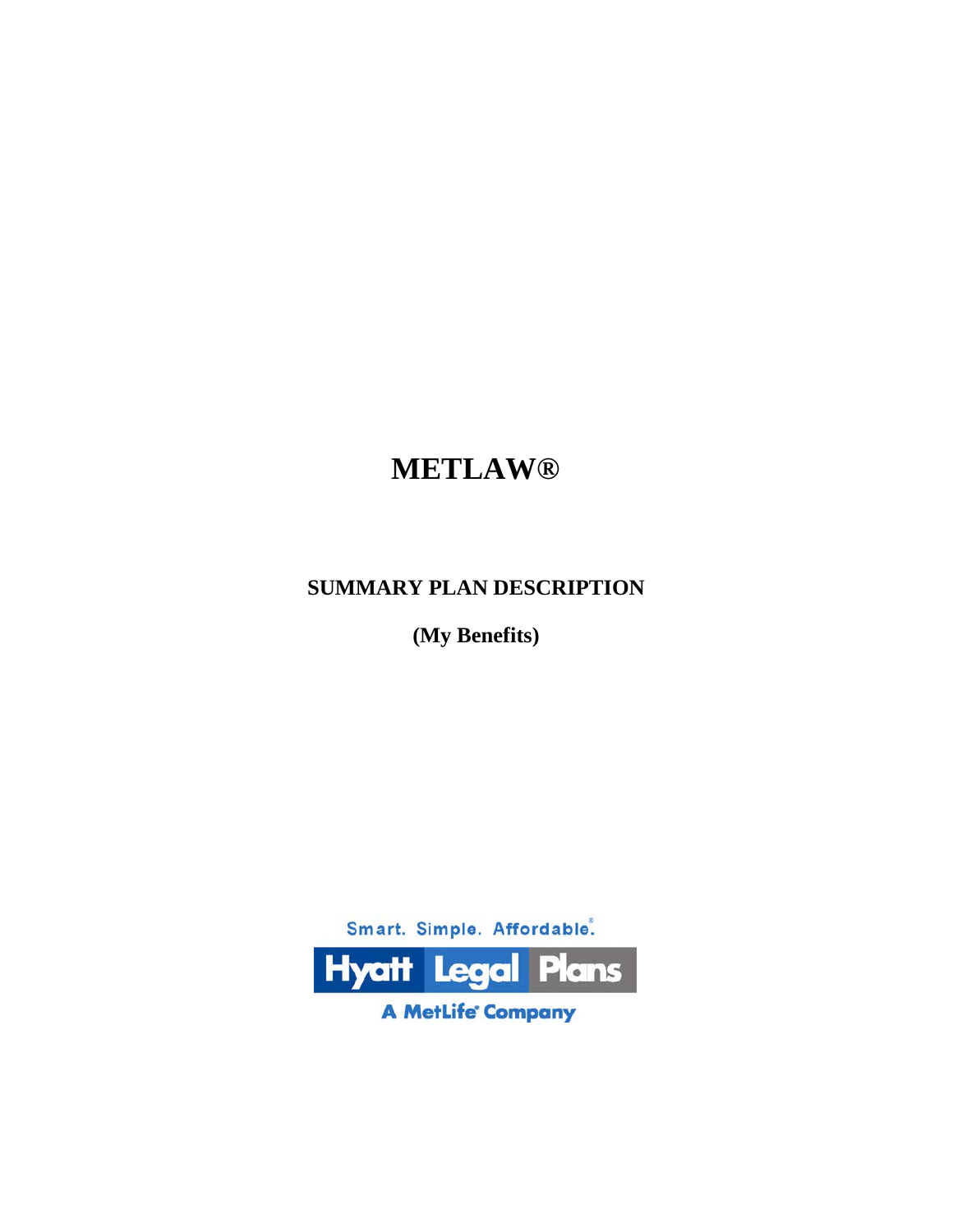# METLAW®

## SUMMARY PLAN DESCRIPTION

**(My Benefits)**

Smart. Simple. Affordable.®

Hyatt Legal Plans

A MetLife® Company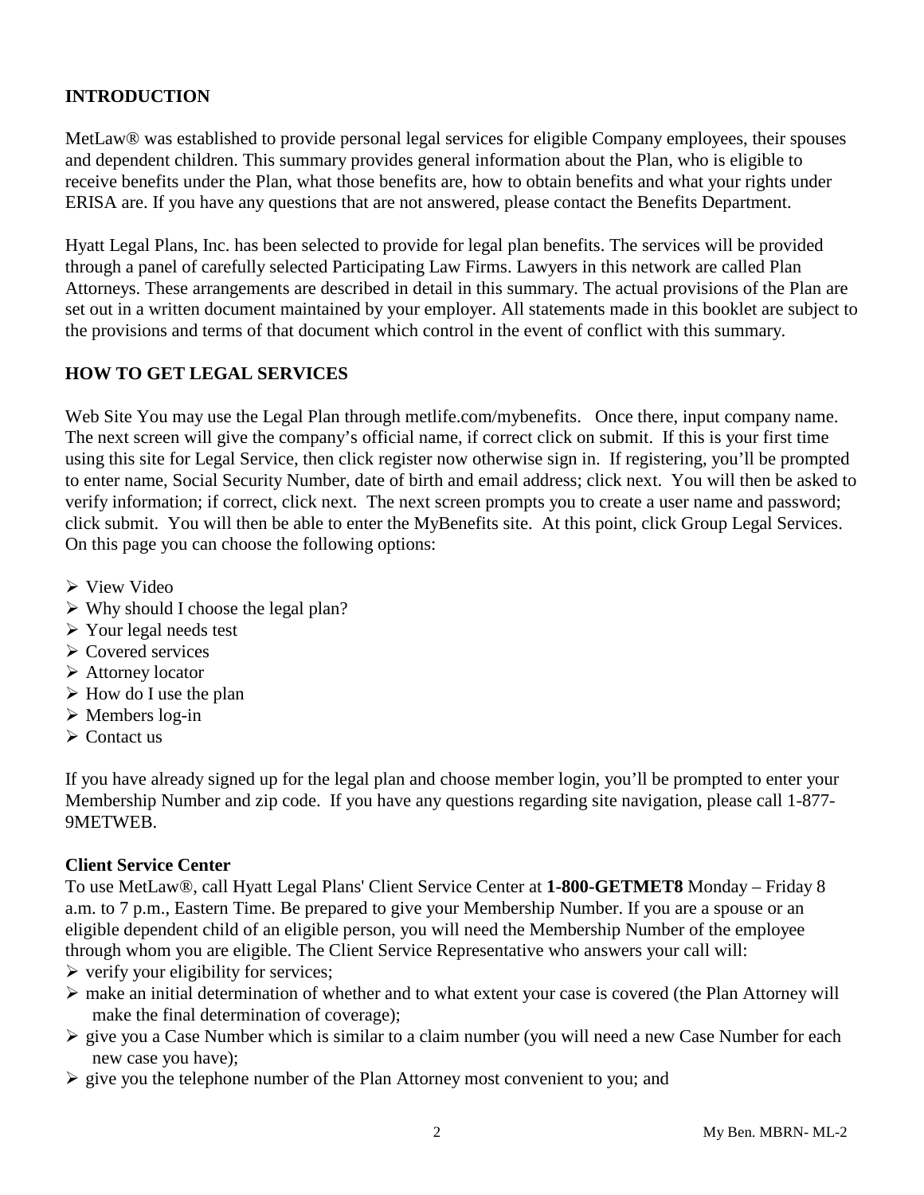## INTRODUCTION

MetLaw® was established to provide personal legal services for eligible Company employees, their spouses and dependent children. This summary provides general information about the Plan, who is eligible to receive benefits under the Plan, what those benefits are, how to obtain benefits and what your rights under ERISA are. If you have any questions that are not answered, please contact the Benefits Department.

Hyatt Legal Plans, Inc. has been selected to provide for legal plan benefits. The services will be provided through a panel of carefully selected Participating Law Firms. Lawyers in this network are called Plan Attorneys. These arrangements are described in detail in this summary. The actual provisions of the Plan are set out in a written document maintained by your employer. All statements made in this booklet are subject to the provisions and terms of that document which control in the event of conflict with this summary.

## HOW TO GET LEGAL SERVICES

Web Site You may use the Legal Plan through metlife.com/mybenefits. Once there, input company name. The next screen will give the company's official name, if correct click on submit. If this is your first time using this site for Legal Service, then click register now otherwise sign in. If registering, you'll be prompted to enter name, Social Security Number, date of birth and email address; click next. You will then be asked to verify information; if correct, click next. The next screen prompts you to create a user name and password; click submit. You will then be able to enter the MyBenefits site. At this point, click Group Legal Services. On this page you can choose the following options:

- View Video
- Why should I choose the legal plan?
- Your legal needs test
- Covered services
- Attorney locator
- How do I use the plan
- Members log-in
- Contact us

If you have already signed up for the legal plan and choose member login, you'll be prompted to enter your Membership Number and zip code. If you have any questions regarding site navigation, please call 1-877-9METWEB.

**Client Service Center**

To use MetLaw®, call Hyatt Legal Plans' Client Service Center at **1-800-GETMET8** Monday – Friday 8 a.m. to 7 p.m., Eastern Time. Be prepared to give your Membership Number. If you are a spouse or an eligible dependent child of an eligible person, you will need the Membership Number of the employee through whom you are eligible. The Client Service Representative who answers your call will:

- verify your eligibility for services;
- make an initial determination of whether and to what extent your case is covered (the Plan Attorney will make the final determination of coverage);
- give you a Case Number which is similar to a claim number (you will need a new Case Number for each new case you have);
- give you the telephone number of the Plan Attorney most convenient to you; and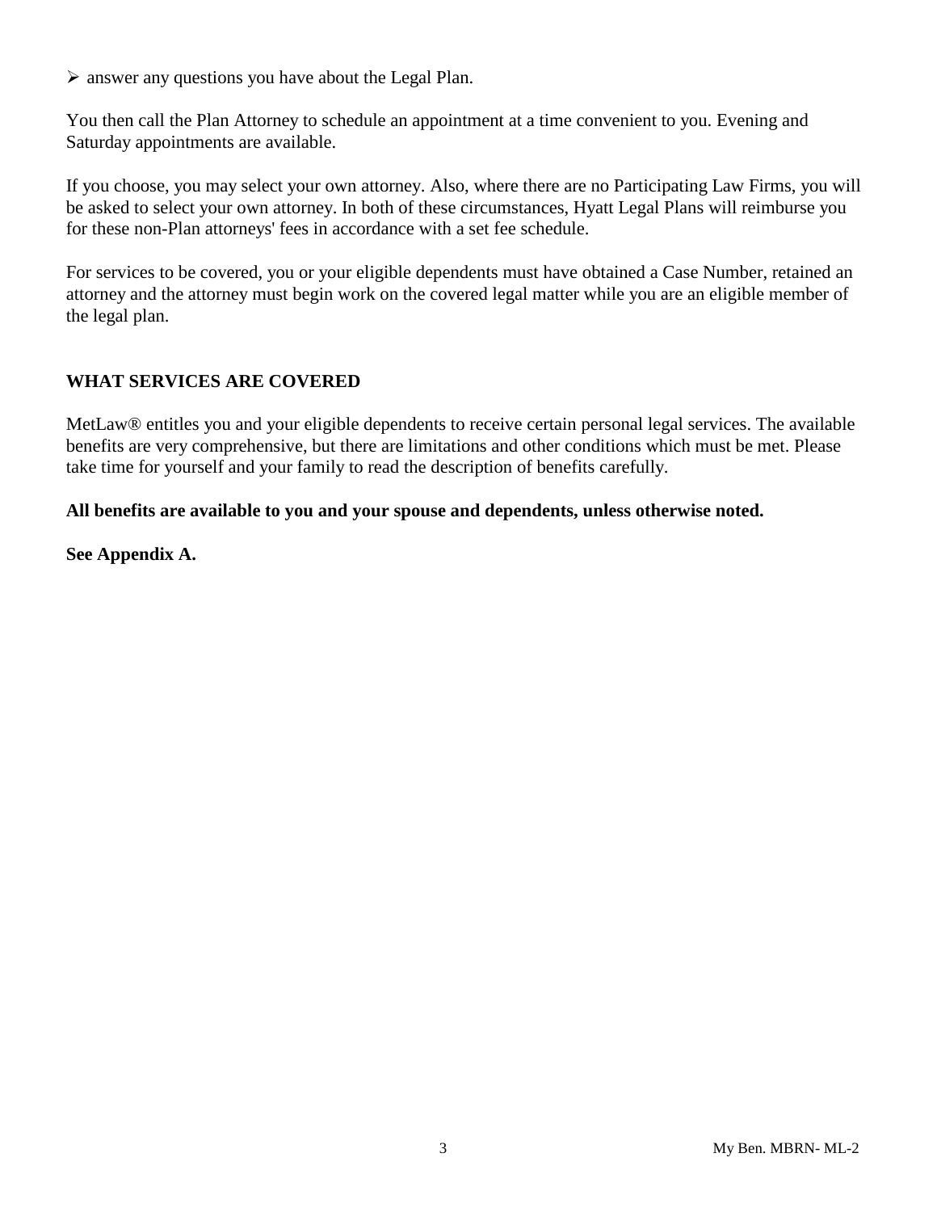- answer any questions you have about the Legal Plan.

You then call the Plan Attorney to schedule an appointment at a time convenient to you. Evening and Saturday appointments are available.

If you choose, you may select your own attorney. Also, where there are no Participating Law Firms, you will be asked to select your own attorney. In both of these circumstances, Hyatt Legal Plans will reimburse you for these non-Plan attorneys' fees in accordance with a set fee schedule.

For services to be covered, you or your eligible dependents must have obtained a Case Number, retained an attorney and the attorney must begin work on the covered legal matter while you are an eligible member of the legal plan.

## WHAT SERVICES ARE COVERED

MetLaw® entitles you and your eligible dependents to receive certain personal legal services. The available benefits are very comprehensive, but there are limitations and other conditions which must be met. Please take time for yourself and your family to read the description of benefits carefully.

**All benefits are available to you and your spouse and dependents, unless otherwise noted.**

**See Appendix A.**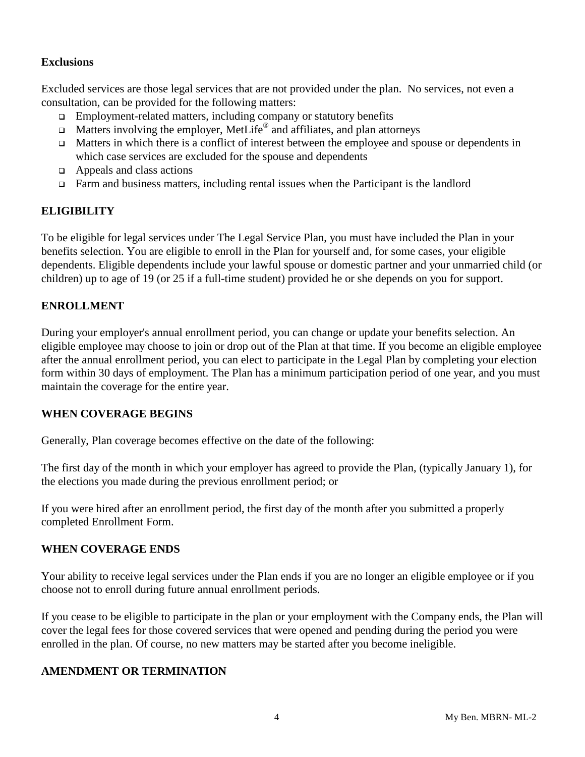**Exclusions**

Excluded services are those legal services that are not provided under the plan. No services, not even a consultation, can be provided for the following matters:

- Employment-related matters, including company or statutory benefits
- Matters involving the employer, MetLife® and affiliates, and plan attorneys
- Matters in which there is a conflict of interest between the employee and spouse or dependents in which case services are excluded for the spouse and dependents
- Appeals and class actions
- Farm and business matters, including rental issues when the Participant is the landlord

## ELIGIBILITY

To be eligible for legal services under The Legal Service Plan, you must have included the Plan in your benefits selection. You are eligible to enroll in the Plan for yourself and, for some cases, your eligible dependents. Eligible dependents include your lawful spouse or domestic partner and your unmarried child (or children) up to age of 19 (or 25 if a full-time student) provided he or she depends on you for support.

## ENROLLMENT

During your employer's annual enrollment period, you can change or update your benefits selection. An eligible employee may choose to join or drop out of the Plan at that time. If you become an eligible employee after the annual enrollment period, you can elect to participate in the Legal Plan by completing your election form within 30 days of employment. The Plan has a minimum participation period of one year, and you must maintain the coverage for the entire year.

## WHEN COVERAGE BEGINS

Generally, Plan coverage becomes effective on the date of the following:

The first day of the month in which your employer has agreed to provide the Plan, (typically January 1), for the elections you made during the previous enrollment period; or

If you were hired after an enrollment period, the first day of the month after you submitted a properly completed Enrollment Form.

## WHEN COVERAGE ENDS

Your ability to receive legal services under the Plan ends if you are no longer an eligible employee or if you choose not to enroll during future annual enrollment periods.

If you cease to be eligible to participate in the plan or your employment with the Company ends, the Plan will cover the legal fees for those covered services that were opened and pending during the period you were enrolled in the plan. Of course, no new matters may be started after you become ineligible.

## AMENDMENT OR TERMINATION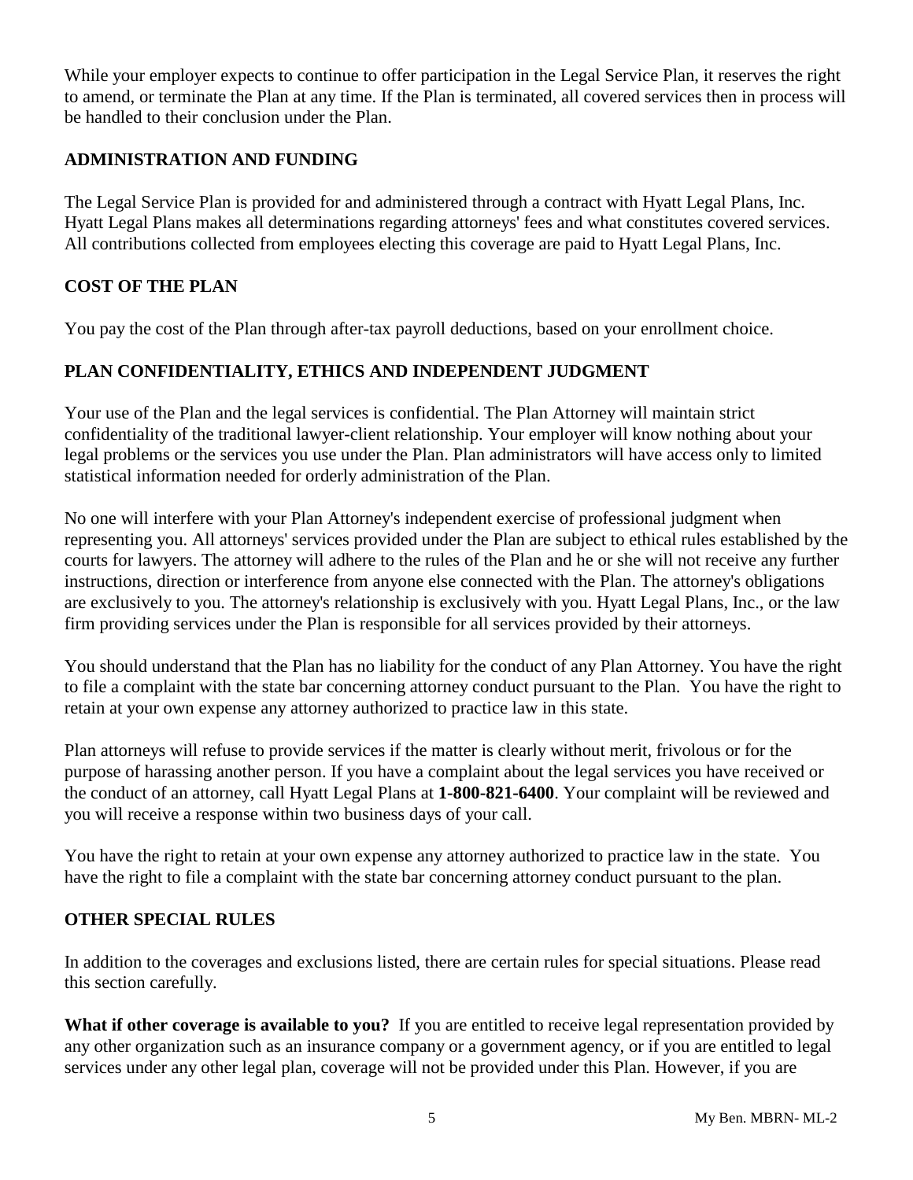While your employer expects to continue to offer participation in the Legal Service Plan, it reserves the right to amend, or terminate the Plan at any time. If the Plan is terminated, all covered services then in process will be handled to their conclusion under the Plan.

## ADMINISTRATION AND FUNDING

The Legal Service Plan is provided for and administered through a contract with Hyatt Legal Plans, Inc. Hyatt Legal Plans makes all determinations regarding attorneys' fees and what constitutes covered services. All contributions collected from employees electing this coverage are paid to Hyatt Legal Plans, Inc.

## COST OF THE PLAN

You pay the cost of the Plan through after-tax payroll deductions, based on your enrollment choice.

## PLAN CONFIDENTIALITY, ETHICS AND INDEPENDENT JUDGMENT

Your use of the Plan and the legal services is confidential. The Plan Attorney will maintain strict confidentiality of the traditional lawyer-client relationship. Your employer will know nothing about your legal problems or the services you use under the Plan. Plan administrators will have access only to limited statistical information needed for orderly administration of the Plan.

No one will interfere with your Plan Attorney's independent exercise of professional judgment when representing you. All attorneys' services provided under the Plan are subject to ethical rules established by the courts for lawyers. The attorney will adhere to the rules of the Plan and he or she will not receive any further instructions, direction or interference from anyone else connected with the Plan. The attorney's obligations are exclusively to you. The attorney's relationship is exclusively with you. Hyatt Legal Plans, Inc., or the law firm providing services under the Plan is responsible for all services provided by their attorneys.

You should understand that the Plan has no liability for the conduct of any Plan Attorney. You have the right to file a complaint with the state bar concerning attorney conduct pursuant to the Plan. You have the right to retain at your own expense any attorney authorized to practice law in this state.

Plan attorneys will refuse to provide services if the matter is clearly without merit, frivolous or for the purpose of harassing another person. If you have a complaint about the legal services you have received or the conduct of an attorney, call Hyatt Legal Plans at **1-800-821-6400**. Your complaint will be reviewed and you will receive a response within two business days of your call.

You have the right to retain at your own expense any attorney authorized to practice law in the state. You have the right to file a complaint with the state bar concerning attorney conduct pursuant to the plan.

## OTHER SPECIAL RULES

In addition to the coverages and exclusions listed, there are certain rules for special situations. Please read this section carefully.

**What if other coverage is available to you?** If you are entitled to receive legal representation provided by any other organization such as an insurance company or a government agency, or if you are entitled to legal services under any other legal plan, coverage will not be provided under this Plan. However, if you are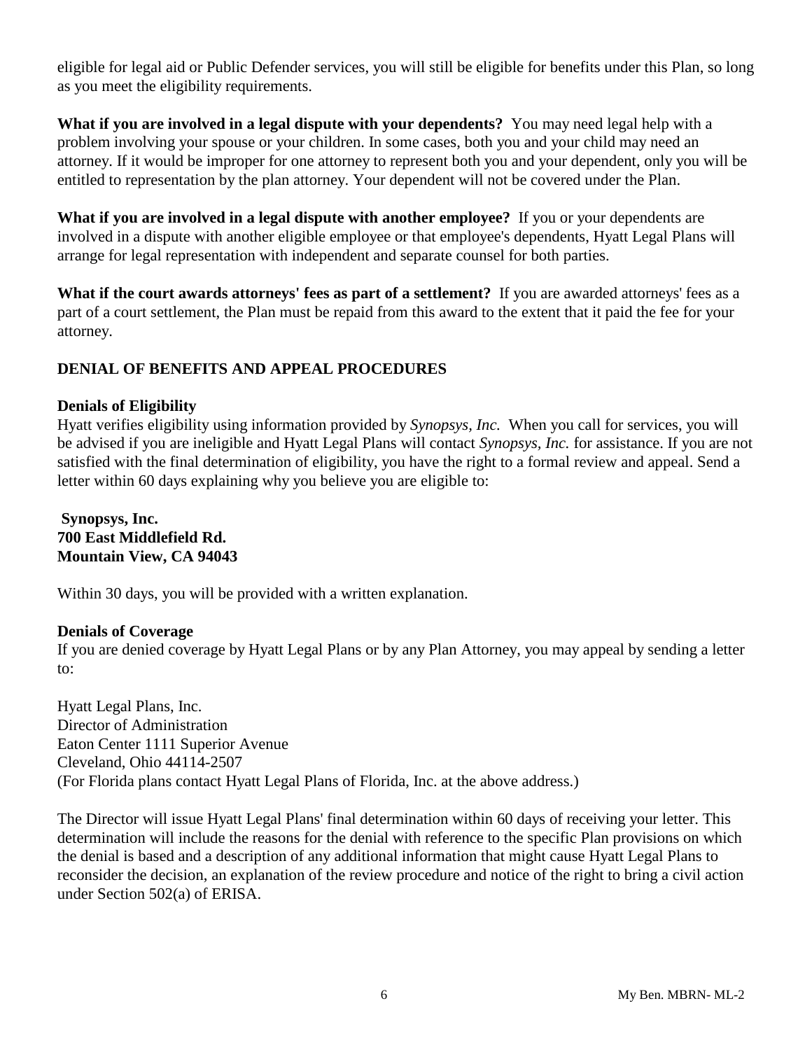eligible for legal aid or Public Defender services, you will still be eligible for benefits under this Plan, so long as you meet the eligibility requirements.

**What if you are involved in a legal dispute with your dependents?** You may need legal help with a problem involving your spouse or your children. In some cases, both you and your child may need an attorney. If it would be improper for one attorney to represent both you and your dependent, only you will be entitled to representation by the plan attorney. Your dependent will not be covered under the Plan.

**What if you are involved in a legal dispute with another employee?** If you or your dependents are involved in a dispute with another eligible employee or that employee's dependents, Hyatt Legal Plans will arrange for legal representation with independent and separate counsel for both parties.

**What if the court awards attorneys' fees as part of a settlement?** If you are awarded attorneys' fees as a part of a court settlement, the Plan must be repaid from this award to the extent that it paid the fee for your attorney.

## DENIAL OF BENEFITS AND APPEAL PROCEDURES

### Denials of Eligibility

Hyatt verifies eligibility using information provided by *Synopsys, Inc.* When you call for services, you will be advised if you are ineligible and Hyatt Legal Plans will contact *Synopsys, Inc.* for assistance. If you are not satisfied with the final determination of eligibility, you have the right to a formal review and appeal. Send a letter within 60 days explaining why you believe you are eligible to:

**Synopsys, Inc.**
**700 East Middlefield Rd.**
**Mountain View, CA 94043**

Within 30 days, you will be provided with a written explanation.

### Denials of Coverage

If you are denied coverage by Hyatt Legal Plans or by any Plan Attorney, you may appeal by sending a letter to:

Hyatt Legal Plans, Inc.
Director of Administration
Eaton Center 1111 Superior Avenue
Cleveland, Ohio 44114-2507
(For Florida plans contact Hyatt Legal Plans of Florida, Inc. at the above address.)

The Director will issue Hyatt Legal Plans' final determination within 60 days of receiving your letter. This determination will include the reasons for the denial with reference to the specific Plan provisions on which the denial is based and a description of any additional information that might cause Hyatt Legal Plans to reconsider the decision, an explanation of the review procedure and notice of the right to bring a civil action under Section 502(a) of ERISA.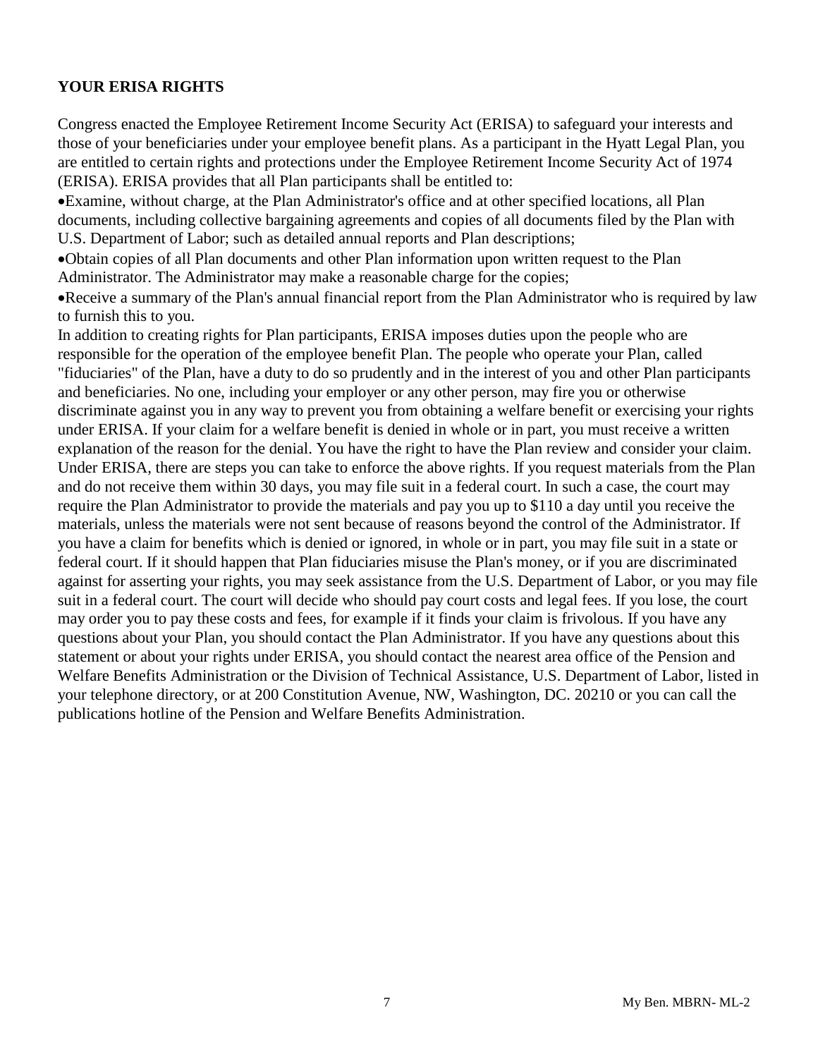**YOUR ERISA RIGHTS**

Congress enacted the Employee Retirement Income Security Act (ERISA) to safeguard your interests and those of your beneficiaries under your employee benefit plans. As a participant in the Hyatt Legal Plan, you are entitled to certain rights and protections under the Employee Retirement Income Security Act of 1974 (ERISA). ERISA provides that all Plan participants shall be entitled to:

- Examine, without charge, at the Plan Administrator's office and at other specified locations, all Plan documents, including collective bargaining agreements and copies of all documents filed by the Plan with U.S. Department of Labor; such as detailed annual reports and Plan descriptions;
- Obtain copies of all Plan documents and other Plan information upon written request to the Plan Administrator. The Administrator may make a reasonable charge for the copies;
- Receive a summary of the Plan's annual financial report from the Plan Administrator who is required by law to furnish this to you.

In addition to creating rights for Plan participants, ERISA imposes duties upon the people who are responsible for the operation of the employee benefit Plan. The people who operate your Plan, called "fiduciaries" of the Plan, have a duty to do so prudently and in the interest of you and other Plan participants and beneficiaries. No one, including your employer or any other person, may fire you or otherwise discriminate against you in any way to prevent you from obtaining a welfare benefit or exercising your rights under ERISA. If your claim for a welfare benefit is denied in whole or in part, you must receive a written explanation of the reason for the denial. You have the right to have the Plan review and consider your claim. Under ERISA, there are steps you can take to enforce the above rights. If you request materials from the Plan and do not receive them within 30 days, you may file suit in a federal court. In such a case, the court may require the Plan Administrator to provide the materials and pay you up to $110 a day until you receive the materials, unless the materials were not sent because of reasons beyond the control of the Administrator. If you have a claim for benefits which is denied or ignored, in whole or in part, you may file suit in a state or federal court. If it should happen that Plan fiduciaries misuse the Plan's money, or if you are discriminated against for asserting your rights, you may seek assistance from the U.S. Department of Labor, or you may file suit in a federal court. The court will decide who should pay court costs and legal fees. If you lose, the court may order you to pay these costs and fees, for example if it finds your claim is frivolous. If you have any questions about your Plan, you should contact the Plan Administrator. If you have any questions about this statement or about your rights under ERISA, you should contact the nearest area office of the Pension and Welfare Benefits Administration or the Division of Technical Assistance, U.S. Department of Labor, listed in your telephone directory, or at 200 Constitution Avenue, NW, Washington, DC. 20210 or you can call the publications hotline of the Pension and Welfare Benefits Administration.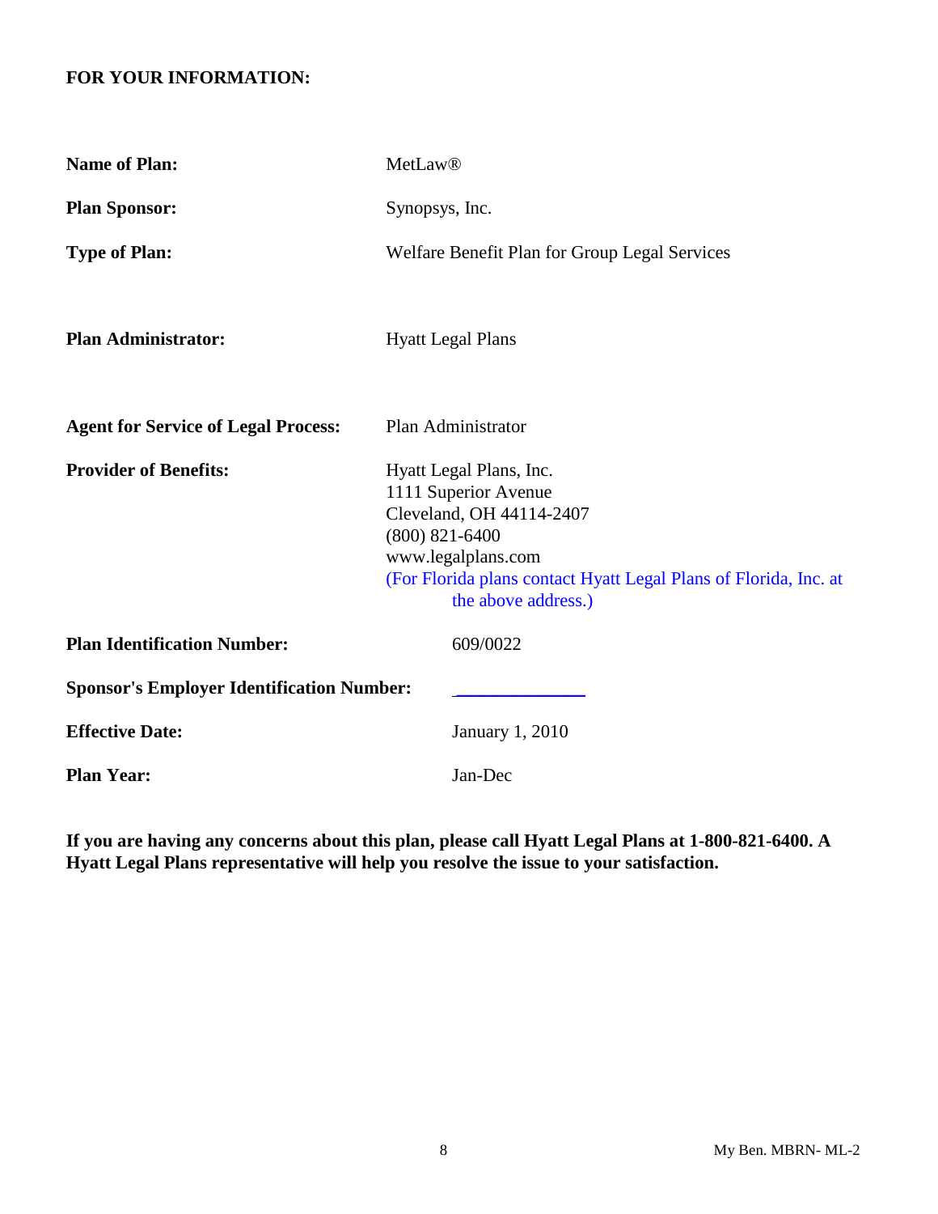**FOR YOUR INFORMATION:**

| | |
|---|---|
| **Name of Plan:** | MetLaw® |
| **Plan Sponsor:** | Synopsys, Inc. |
| **Type of Plan:** | Welfare Benefit Plan for Group Legal Services |
| **Plan Administrator:** | Hyatt Legal Plans |
| **Agent for Service of Legal Process:** | Plan Administrator |
| **Provider of Benefits:** | Hyatt Legal Plans, Inc.<br>1111 Superior Avenue<br>Cleveland, OH 44114-2407<br>(800) 821-6400<br>www.legalplans.com<br>(For Florida plans contact Hyatt Legal Plans of Florida, Inc. at the above address.) |
| **Plan Identification Number:** | 609/0022 |
| **Sponsor's Employer Identification Number:** | ______________ |
| **Effective Date:** | January 1, 2010 |
| **Plan Year:** | Jan-Dec |

**If you are having any concerns about this plan, please call Hyatt Legal Plans at 1-800-821-6400. A Hyatt Legal Plans representative will help you resolve the issue to your satisfaction.**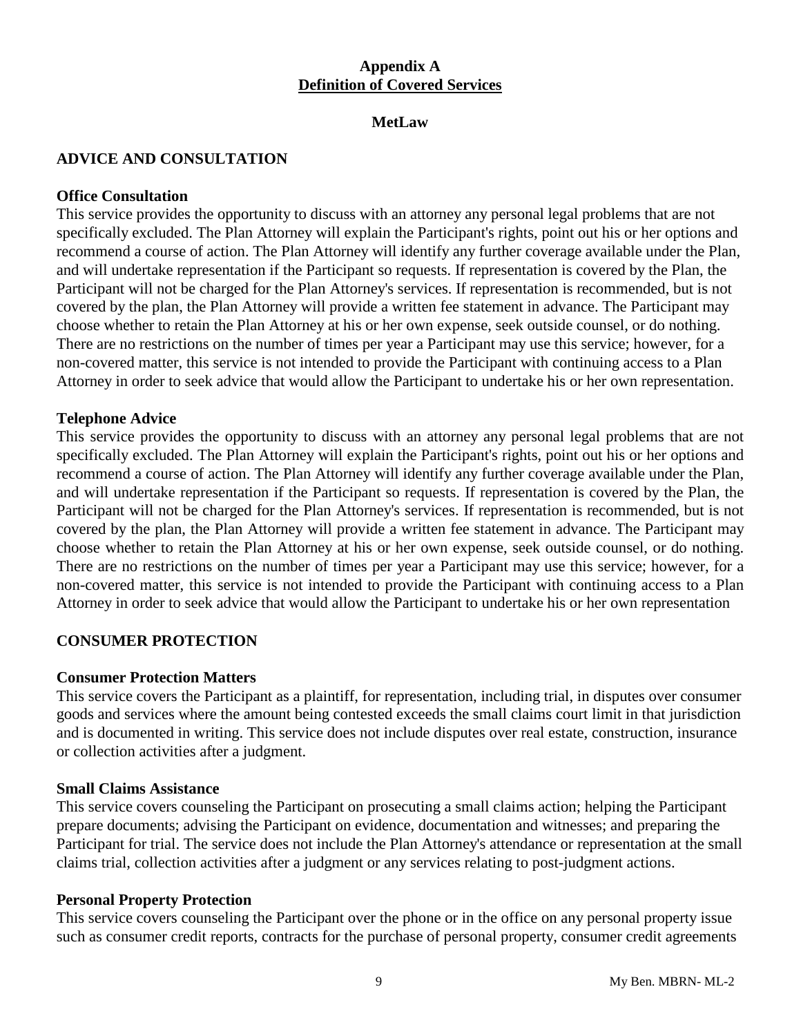# Appendix A
## Definition of Covered Services

### MetLaw

## ADVICE AND CONSULTATION

**Office Consultation**

This service provides the opportunity to discuss with an attorney any personal legal problems that are not specifically excluded. The Plan Attorney will explain the Participant's rights, point out his or her options and recommend a course of action. The Plan Attorney will identify any further coverage available under the Plan, and will undertake representation if the Participant so requests. If representation is covered by the Plan, the Participant will not be charged for the Plan Attorney's services. If representation is recommended, but is not covered by the plan, the Plan Attorney will provide a written fee statement in advance. The Participant may choose whether to retain the Plan Attorney at his or her own expense, seek outside counsel, or do nothing. There are no restrictions on the number of times per year a Participant may use this service; however, for a non-covered matter, this service is not intended to provide the Participant with continuing access to a Plan Attorney in order to seek advice that would allow the Participant to undertake his or her own representation.

**Telephone Advice**

This service provides the opportunity to discuss with an attorney any personal legal problems that are not specifically excluded. The Plan Attorney will explain the Participant's rights, point out his or her options and recommend a course of action. The Plan Attorney will identify any further coverage available under the Plan, and will undertake representation if the Participant so requests. If representation is covered by the Plan, the Participant will not be charged for the Plan Attorney's services. If representation is recommended, but is not covered by the plan, the Plan Attorney will provide a written fee statement in advance. The Participant may choose whether to retain the Plan Attorney at his or her own expense, seek outside counsel, or do nothing. There are no restrictions on the number of times per year a Participant may use this service; however, for a non-covered matter, this service is not intended to provide the Participant with continuing access to a Plan Attorney in order to seek advice that would allow the Participant to undertake his or her own representation

## CONSUMER PROTECTION

**Consumer Protection Matters**

This service covers the Participant as a plaintiff, for representation, including trial, in disputes over consumer goods and services where the amount being contested exceeds the small claims court limit in that jurisdiction and is documented in writing. This service does not include disputes over real estate, construction, insurance or collection activities after a judgment.

**Small Claims Assistance**

This service covers counseling the Participant on prosecuting a small claims action; helping the Participant prepare documents; advising the Participant on evidence, documentation and witnesses; and preparing the Participant for trial. The service does not include the Plan Attorney's attendance or representation at the small claims trial, collection activities after a judgment or any services relating to post-judgment actions.

**Personal Property Protection**

This service covers counseling the Participant over the phone or in the office on any personal property issue such as consumer credit reports, contracts for the purchase of personal property, consumer credit agreements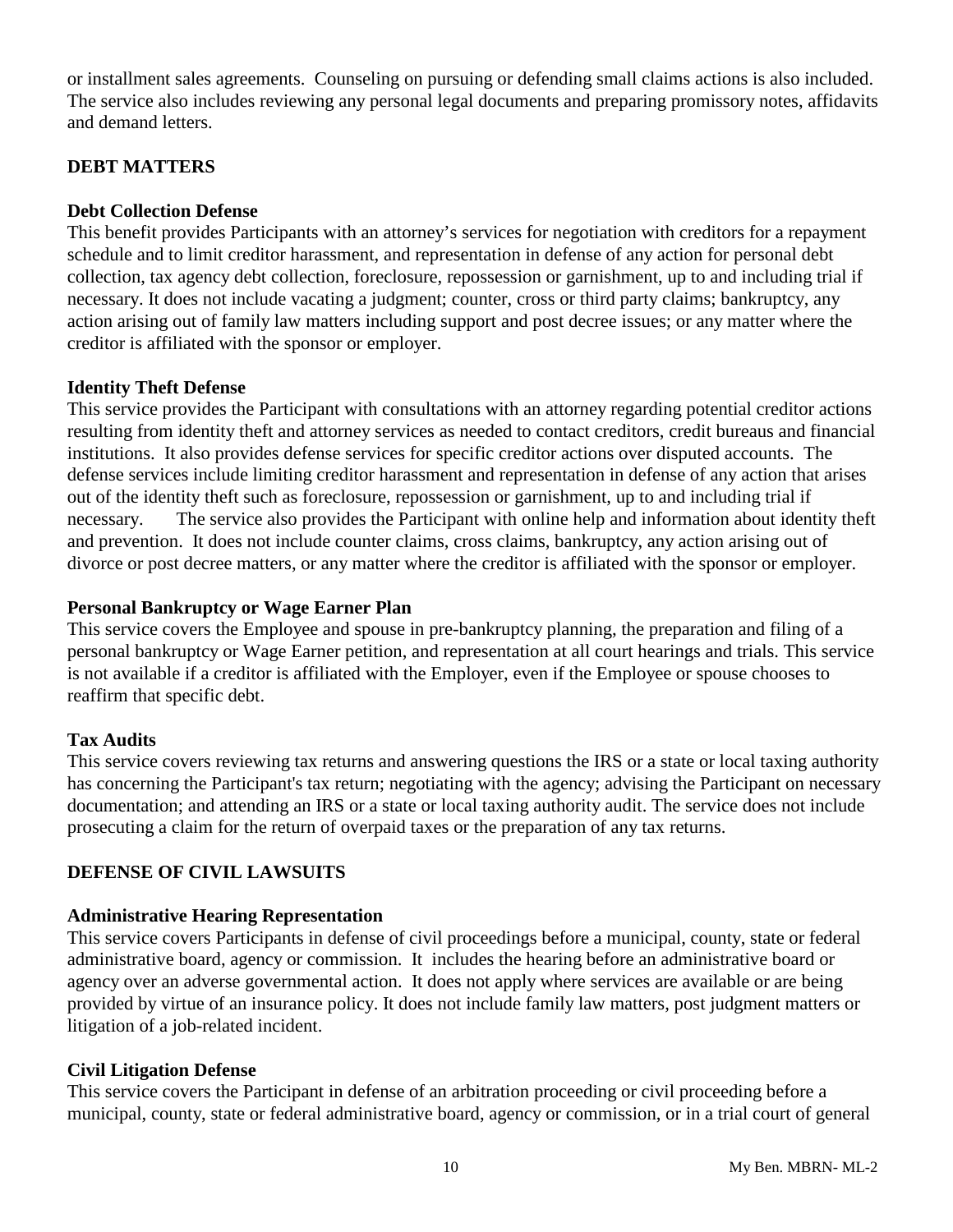or installment sales agreements. Counseling on pursuing or defending small claims actions is also included. The service also includes reviewing any personal legal documents and preparing promissory notes, affidavits and demand letters.

## DEBT MATTERS

### Debt Collection Defense

This benefit provides Participants with an attorney's services for negotiation with creditors for a repayment schedule and to limit creditor harassment, and representation in defense of any action for personal debt collection, tax agency debt collection, foreclosure, repossession or garnishment, up to and including trial if necessary. It does not include vacating a judgment; counter, cross or third party claims; bankruptcy, any action arising out of family law matters including support and post decree issues; or any matter where the creditor is affiliated with the sponsor or employer.

### Identity Theft Defense

This service provides the Participant with consultations with an attorney regarding potential creditor actions resulting from identity theft and attorney services as needed to contact creditors, credit bureaus and financial institutions. It also provides defense services for specific creditor actions over disputed accounts. The defense services include limiting creditor harassment and representation in defense of any action that arises out of the identity theft such as foreclosure, repossession or garnishment, up to and including trial if necessary. The service also provides the Participant with online help and information about identity theft and prevention. It does not include counter claims, cross claims, bankruptcy, any action arising out of divorce or post decree matters, or any matter where the creditor is affiliated with the sponsor or employer.

### Personal Bankruptcy or Wage Earner Plan

This service covers the Employee and spouse in pre-bankruptcy planning, the preparation and filing of a personal bankruptcy or Wage Earner petition, and representation at all court hearings and trials. This service is not available if a creditor is affiliated with the Employer, even if the Employee or spouse chooses to reaffirm that specific debt.

### Tax Audits

This service covers reviewing tax returns and answering questions the IRS or a state or local taxing authority has concerning the Participant's tax return; negotiating with the agency; advising the Participant on necessary documentation; and attending an IRS or a state or local taxing authority audit. The service does not include prosecuting a claim for the return of overpaid taxes or the preparation of any tax returns.

## DEFENSE OF CIVIL LAWSUITS

### Administrative Hearing Representation

This service covers Participants in defense of civil proceedings before a municipal, county, state or federal administrative board, agency or commission. It includes the hearing before an administrative board or agency over an adverse governmental action. It does not apply where services are available or are being provided by virtue of an insurance policy. It does not include family law matters, post judgment matters or litigation of a job-related incident.

### Civil Litigation Defense

This service covers the Participant in defense of an arbitration proceeding or civil proceeding before a municipal, county, state or federal administrative board, agency or commission, or in a trial court of general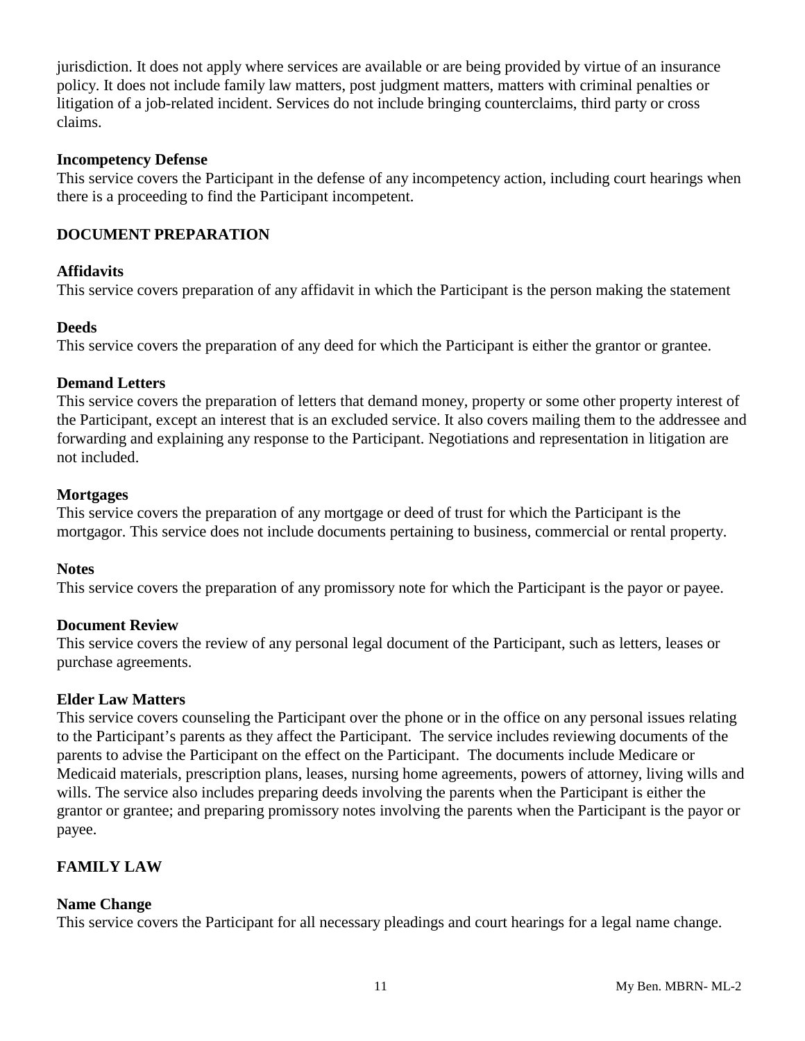jurisdiction. It does not apply where services are available or are being provided by virtue of an insurance policy. It does not include family law matters, post judgment matters, matters with criminal penalties or litigation of a job-related incident. Services do not include bringing counterclaims, third party or cross claims.

**Incompetency Defense**
This service covers the Participant in the defense of any incompetency action, including court hearings when there is a proceeding to find the Participant incompetent.

## DOCUMENT PREPARATION

**Affidavits**
This service covers preparation of any affidavit in which the Participant is the person making the statement

**Deeds**
This service covers the preparation of any deed for which the Participant is either the grantor or grantee.

**Demand Letters**
This service covers the preparation of letters that demand money, property or some other property interest of the Participant, except an interest that is an excluded service. It also covers mailing them to the addressee and forwarding and explaining any response to the Participant. Negotiations and representation in litigation are not included.

**Mortgages**
This service covers the preparation of any mortgage or deed of trust for which the Participant is the mortgagor. This service does not include documents pertaining to business, commercial or rental property.

**Notes**
This service covers the preparation of any promissory note for which the Participant is the payor or payee.

**Document Review**
This service covers the review of any personal legal document of the Participant, such as letters, leases or purchase agreements.

**Elder Law Matters**
This service covers counseling the Participant over the phone or in the office on any personal issues relating to the Participant's parents as they affect the Participant. The service includes reviewing documents of the parents to advise the Participant on the effect on the Participant. The documents include Medicare or Medicaid materials, prescription plans, leases, nursing home agreements, powers of attorney, living wills and wills. The service also includes preparing deeds involving the parents when the Participant is either the grantor or grantee; and preparing promissory notes involving the parents when the Participant is the payor or payee.

## FAMILY LAW

**Name Change**
This service covers the Participant for all necessary pleadings and court hearings for a legal name change.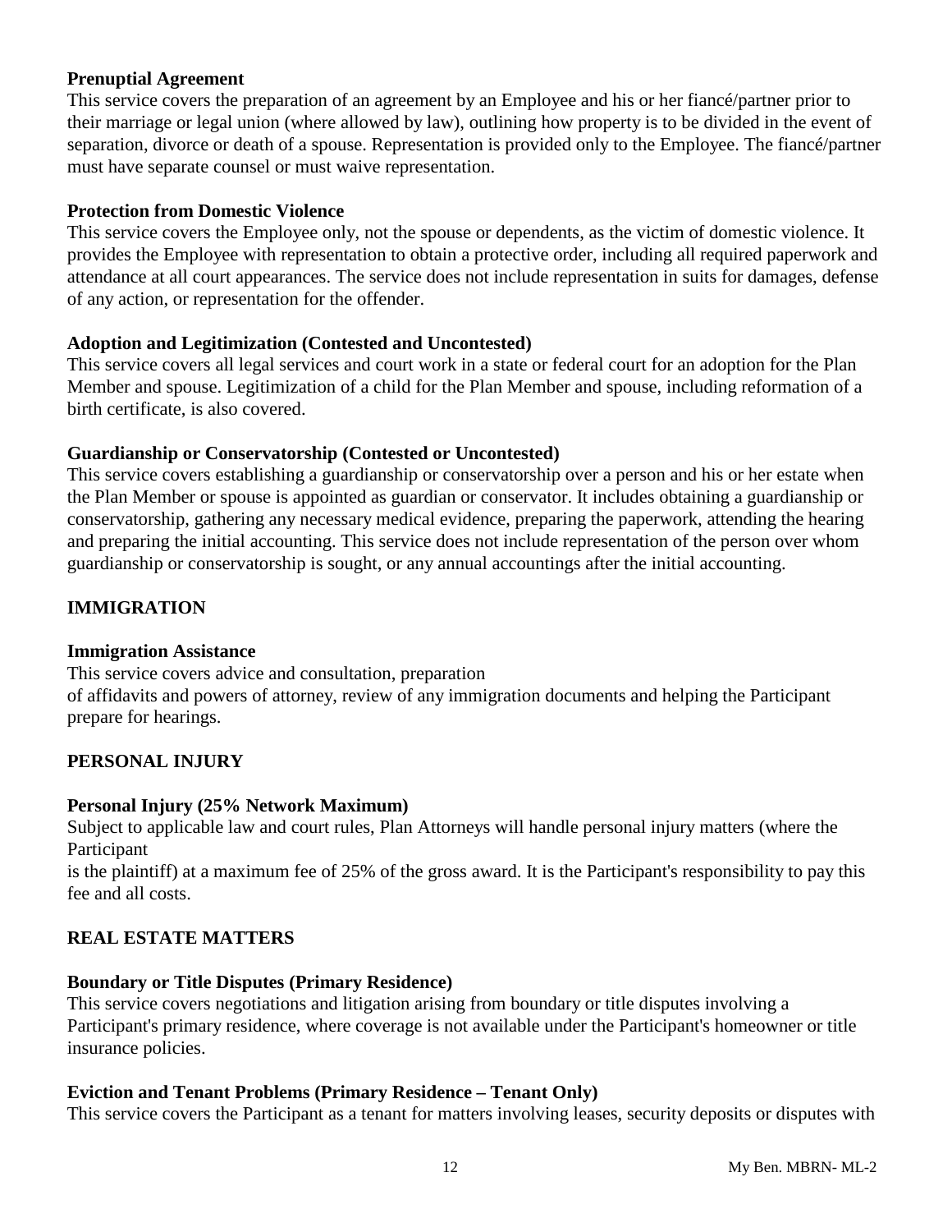**Prenuptial Agreement**
This service covers the preparation of an agreement by an Employee and his or her fiancé/partner prior to their marriage or legal union (where allowed by law), outlining how property is to be divided in the event of separation, divorce or death of a spouse. Representation is provided only to the Employee. The fiancé/partner must have separate counsel or must waive representation.

**Protection from Domestic Violence**
This service covers the Employee only, not the spouse or dependents, as the victim of domestic violence. It provides the Employee with representation to obtain a protective order, including all required paperwork and attendance at all court appearances. The service does not include representation in suits for damages, defense of any action, or representation for the offender.

**Adoption and Legitimization (Contested and Uncontested)**
This service covers all legal services and court work in a state or federal court for an adoption for the Plan Member and spouse. Legitimization of a child for the Plan Member and spouse, including reformation of a birth certificate, is also covered.

**Guardianship or Conservatorship (Contested or Uncontested)**
This service covers establishing a guardianship or conservatorship over a person and his or her estate when the Plan Member or spouse is appointed as guardian or conservator. It includes obtaining a guardianship or conservatorship, gathering any necessary medical evidence, preparing the paperwork, attending the hearing and preparing the initial accounting. This service does not include representation of the person over whom guardianship or conservatorship is sought, or any annual accountings after the initial accounting.

## IMMIGRATION

**Immigration Assistance**
This service covers advice and consultation, preparation of affidavits and powers of attorney, review of any immigration documents and helping the Participant prepare for hearings.

## PERSONAL INJURY

**Personal Injury (25% Network Maximum)**
Subject to applicable law and court rules, Plan Attorneys will handle personal injury matters (where the Participant is the plaintiff) at a maximum fee of 25% of the gross award. It is the Participant's responsibility to pay this fee and all costs.

## REAL ESTATE MATTERS

**Boundary or Title Disputes (Primary Residence)**
This service covers negotiations and litigation arising from boundary or title disputes involving a Participant's primary residence, where coverage is not available under the Participant's homeowner or title insurance policies.

**Eviction and Tenant Problems (Primary Residence – Tenant Only)**
This service covers the Participant as a tenant for matters involving leases, security deposits or disputes with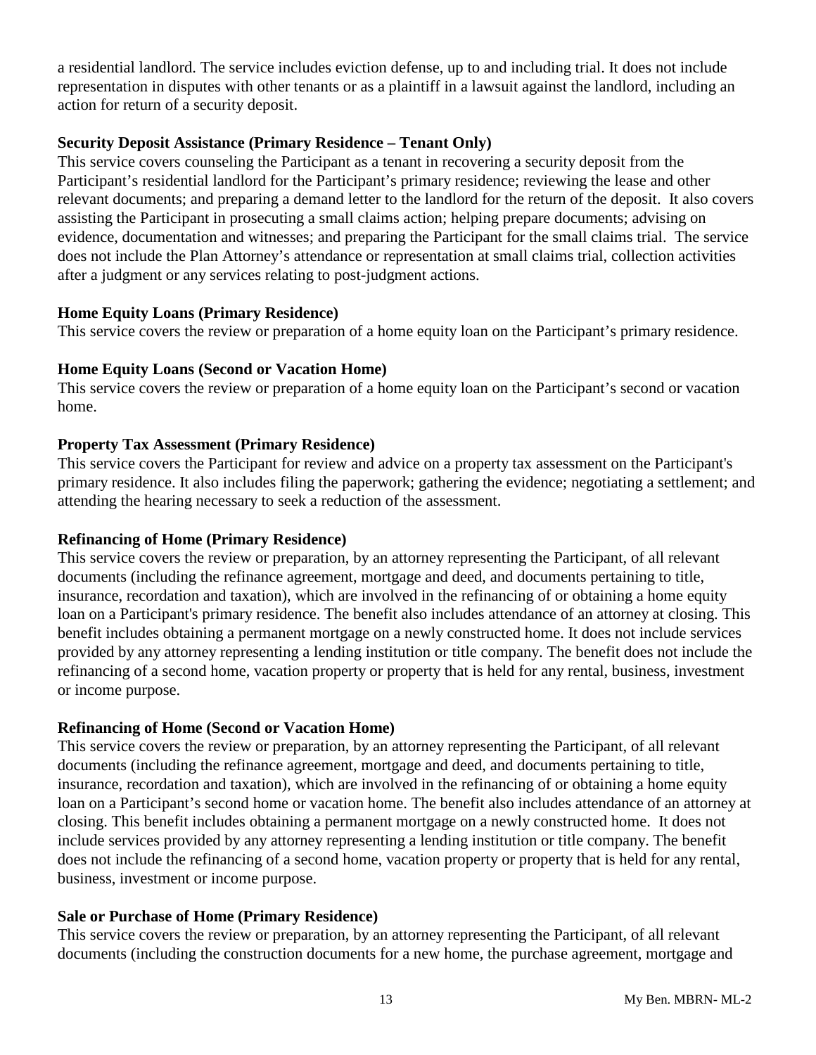a residential landlord. The service includes eviction defense, up to and including trial. It does not include representation in disputes with other tenants or as a plaintiff in a lawsuit against the landlord, including an action for return of a security deposit.

**Security Deposit Assistance (Primary Residence – Tenant Only)**

This service covers counseling the Participant as a tenant in recovering a security deposit from the Participant's residential landlord for the Participant's primary residence; reviewing the lease and other relevant documents; and preparing a demand letter to the landlord for the return of the deposit. It also covers assisting the Participant in prosecuting a small claims action; helping prepare documents; advising on evidence, documentation and witnesses; and preparing the Participant for the small claims trial. The service does not include the Plan Attorney's attendance or representation at small claims trial, collection activities after a judgment or any services relating to post-judgment actions.

**Home Equity Loans (Primary Residence)**

This service covers the review or preparation of a home equity loan on the Participant's primary residence.

**Home Equity Loans (Second or Vacation Home)**

This service covers the review or preparation of a home equity loan on the Participant's second or vacation home.

**Property Tax Assessment (Primary Residence)**

This service covers the Participant for review and advice on a property tax assessment on the Participant's primary residence. It also includes filing the paperwork; gathering the evidence; negotiating a settlement; and attending the hearing necessary to seek a reduction of the assessment.

**Refinancing of Home (Primary Residence)**

This service covers the review or preparation, by an attorney representing the Participant, of all relevant documents (including the refinance agreement, mortgage and deed, and documents pertaining to title, insurance, recordation and taxation), which are involved in the refinancing of or obtaining a home equity loan on a Participant's primary residence. The benefit also includes attendance of an attorney at closing. This benefit includes obtaining a permanent mortgage on a newly constructed home. It does not include services provided by any attorney representing a lending institution or title company. The benefit does not include the refinancing of a second home, vacation property or property that is held for any rental, business, investment or income purpose.

**Refinancing of Home (Second or Vacation Home)**

This service covers the review or preparation, by an attorney representing the Participant, of all relevant documents (including the refinance agreement, mortgage and deed, and documents pertaining to title, insurance, recordation and taxation), which are involved in the refinancing of or obtaining a home equity loan on a Participant's second home or vacation home. The benefit also includes attendance of an attorney at closing. This benefit includes obtaining a permanent mortgage on a newly constructed home. It does not include services provided by any attorney representing a lending institution or title company. The benefit does not include the refinancing of a second home, vacation property or property that is held for any rental, business, investment or income purpose.

**Sale or Purchase of Home (Primary Residence)**

This service covers the review or preparation, by an attorney representing the Participant, of all relevant documents (including the construction documents for a new home, the purchase agreement, mortgage and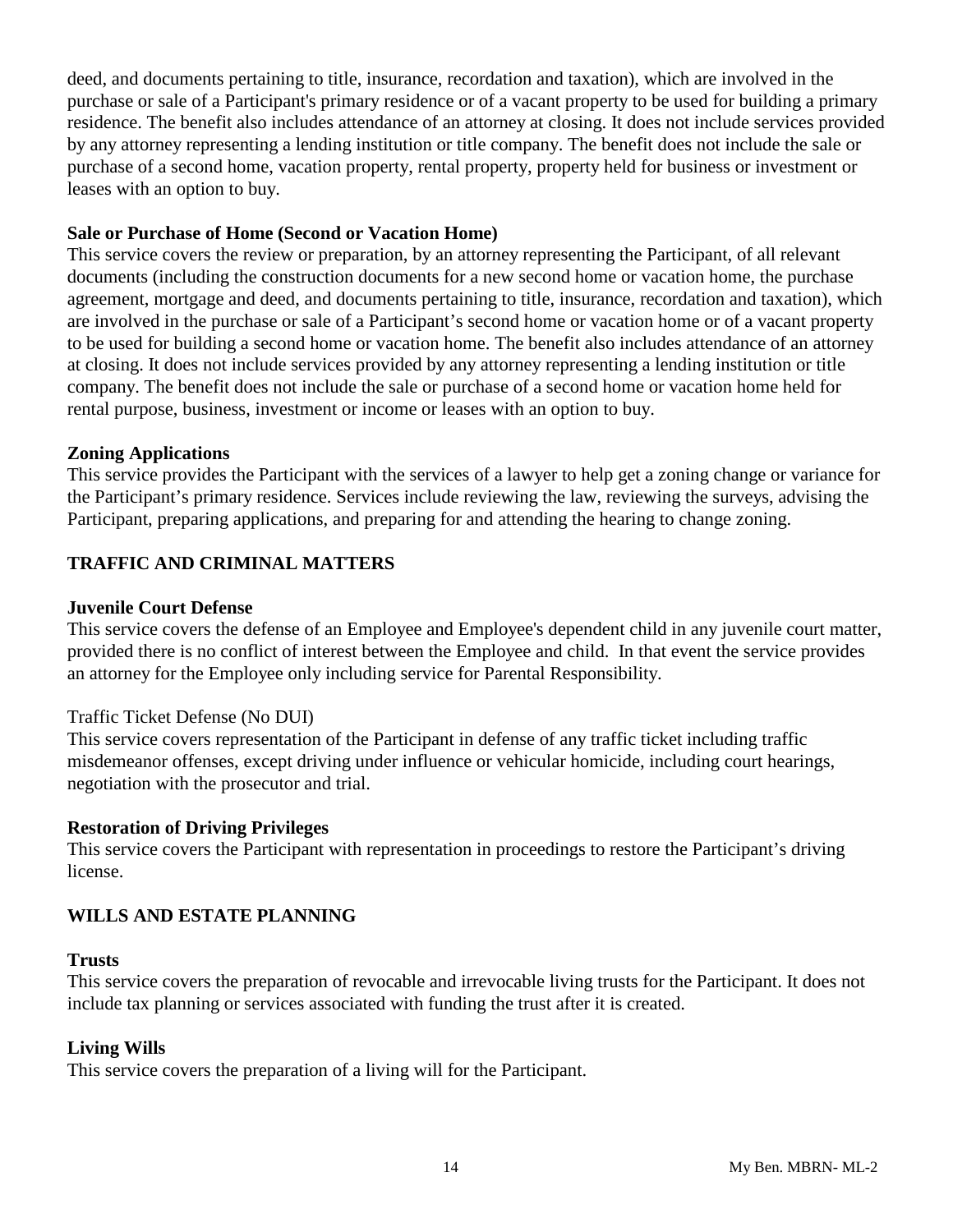deed, and documents pertaining to title, insurance, recordation and taxation), which are involved in the purchase or sale of a Participant's primary residence or of a vacant property to be used for building a primary residence. The benefit also includes attendance of an attorney at closing. It does not include services provided by any attorney representing a lending institution or title company. The benefit does not include the sale or purchase of a second home, vacation property, rental property, property held for business or investment or leases with an option to buy.

**Sale or Purchase of Home (Second or Vacation Home)**
This service covers the review or preparation, by an attorney representing the Participant, of all relevant documents (including the construction documents for a new second home or vacation home, the purchase agreement, mortgage and deed, and documents pertaining to title, insurance, recordation and taxation), which are involved in the purchase or sale of a Participant's second home or vacation home or of a vacant property to be used for building a second home or vacation home. The benefit also includes attendance of an attorney at closing. It does not include services provided by any attorney representing a lending institution or title company. The benefit does not include the sale or purchase of a second home or vacation home held for rental purpose, business, investment or income or leases with an option to buy.

**Zoning Applications**
This service provides the Participant with the services of a lawyer to help get a zoning change or variance for the Participant's primary residence. Services include reviewing the law, reviewing the surveys, advising the Participant, preparing applications, and preparing for and attending the hearing to change zoning.

## TRAFFIC AND CRIMINAL MATTERS

**Juvenile Court Defense**
This service covers the defense of an Employee and Employee's dependent child in any juvenile court matter, provided there is no conflict of interest between the Employee and child. In that event the service provides an attorney for the Employee only including service for Parental Responsibility.

Traffic Ticket Defense (No DUI)
This service covers representation of the Participant in defense of any traffic ticket including traffic misdemeanor offenses, except driving under influence or vehicular homicide, including court hearings, negotiation with the prosecutor and trial.

**Restoration of Driving Privileges**
This service covers the Participant with representation in proceedings to restore the Participant's driving license.

## WILLS AND ESTATE PLANNING

**Trusts**
This service covers the preparation of revocable and irrevocable living trusts for the Participant. It does not include tax planning or services associated with funding the trust after it is created.

**Living Wills**
This service covers the preparation of a living will for the Participant.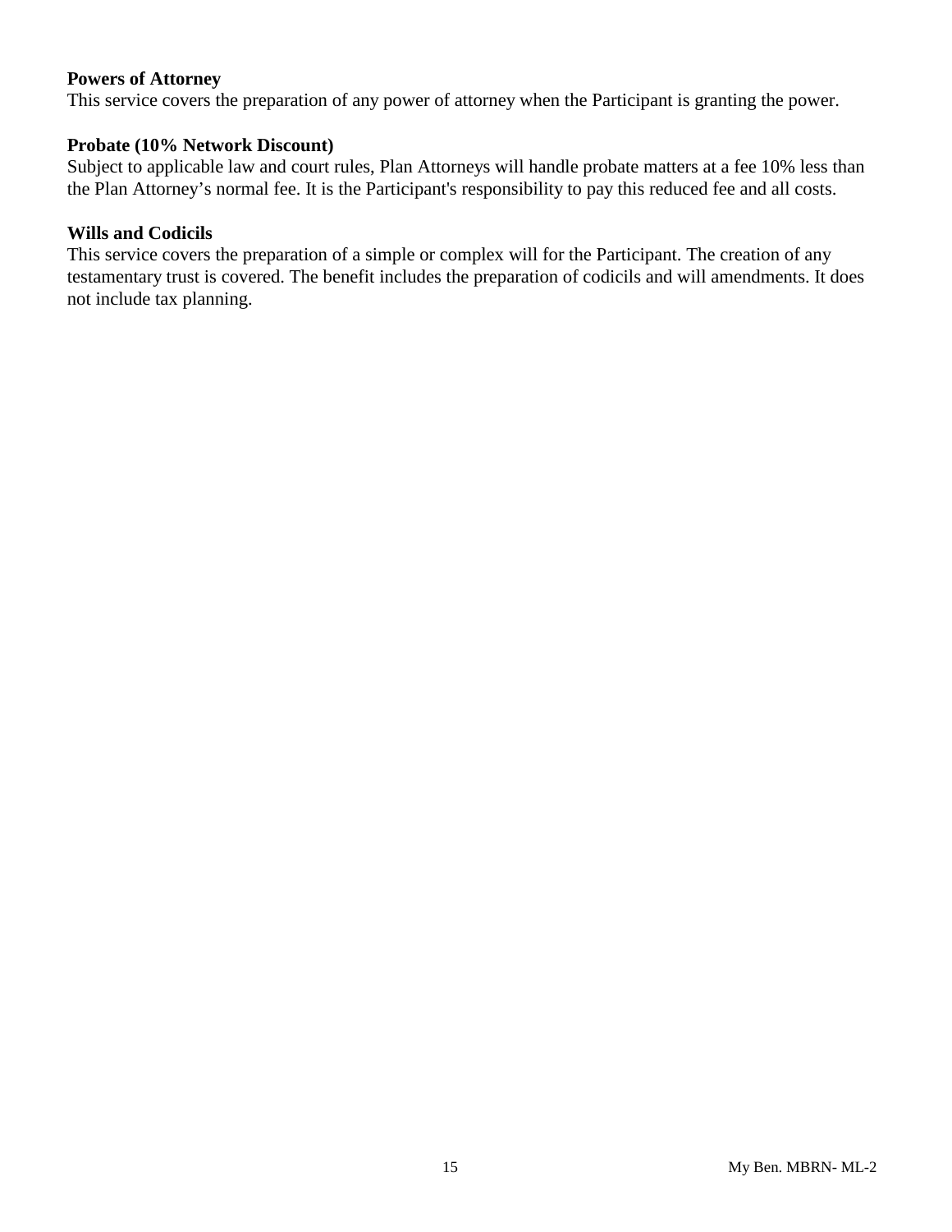**Powers of Attorney**
This service covers the preparation of any power of attorney when the Participant is granting the power.

**Probate (10% Network Discount)**
Subject to applicable law and court rules, Plan Attorneys will handle probate matters at a fee 10% less than the Plan Attorney's normal fee. It is the Participant's responsibility to pay this reduced fee and all costs.

**Wills and Codicils**
This service covers the preparation of a simple or complex will for the Participant. The creation of any testamentary trust is covered. The benefit includes the preparation of codicils and will amendments. It does not include tax planning.